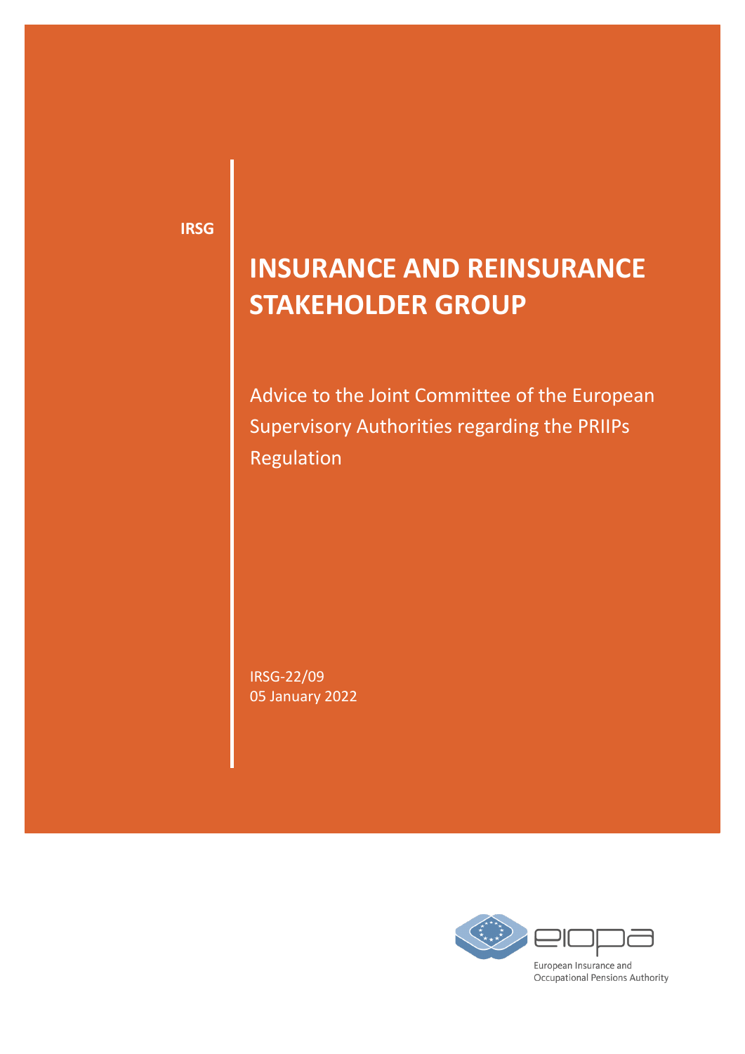IRSG

# INSURANCE AND REINSURANCE STAKEHOLDER GROUP

Advice to the Joint Committee of the European Supervisory Authorities regarding the PRIIPs Regulation

IRSG-22/09
05 January 2022

European Insurance and Occupational Pensions Authority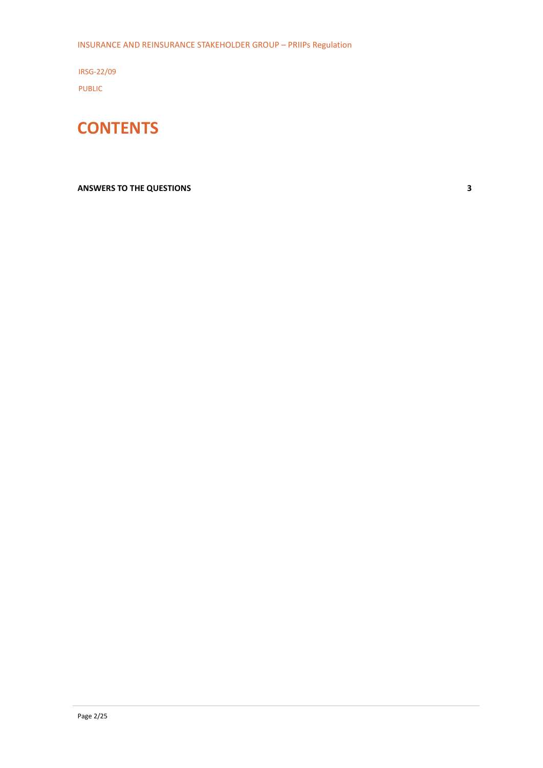IRSG-22/09

PUBLIC

# CONTENTS

**ANSWERS TO THE QUESTIONS** **3**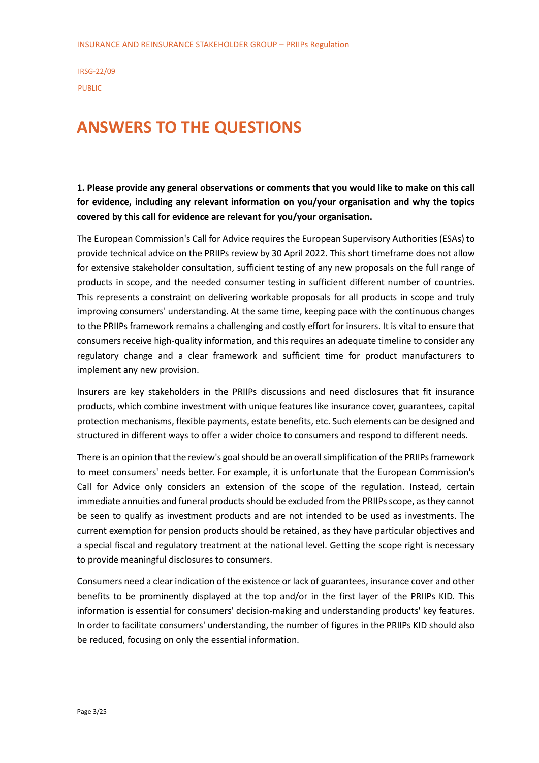# ANSWERS TO THE QUESTIONS

**1. Please provide any general observations or comments that you would like to make on this call for evidence, including any relevant information on you/your organisation and why the topics covered by this call for evidence are relevant for you/your organisation.**

The European Commission's Call for Advice requires the European Supervisory Authorities (ESAs) to provide technical advice on the PRIIPs review by 30 April 2022. This short timeframe does not allow for extensive stakeholder consultation, sufficient testing of any new proposals on the full range of products in scope, and the needed consumer testing in sufficient different number of countries. This represents a constraint on delivering workable proposals for all products in scope and truly improving consumers' understanding. At the same time, keeping pace with the continuous changes to the PRIIPs framework remains a challenging and costly effort for insurers. It is vital to ensure that consumers receive high-quality information, and this requires an adequate timeline to consider any regulatory change and a clear framework and sufficient time for product manufacturers to implement any new provision.

Insurers are key stakeholders in the PRIIPs discussions and need disclosures that fit insurance products, which combine investment with unique features like insurance cover, guarantees, capital protection mechanisms, flexible payments, estate benefits, etc. Such elements can be designed and structured in different ways to offer a wider choice to consumers and respond to different needs.

There is an opinion that the review's goal should be an overall simplification of the PRIIPs framework to meet consumers' needs better. For example, it is unfortunate that the European Commission's Call for Advice only considers an extension of the scope of the regulation. Instead, certain immediate annuities and funeral products should be excluded from the PRIIPs scope, as they cannot be seen to qualify as investment products and are not intended to be used as investments. The current exemption for pension products should be retained, as they have particular objectives and a special fiscal and regulatory treatment at the national level. Getting the scope right is necessary to provide meaningful disclosures to consumers.

Consumers need a clear indication of the existence or lack of guarantees, insurance cover and other benefits to be prominently displayed at the top and/or in the first layer of the PRIIPs KID. This information is essential for consumers' decision-making and understanding products' key features. In order to facilitate consumers' understanding, the number of figures in the PRIIPs KID should also be reduced, focusing on only the essential information.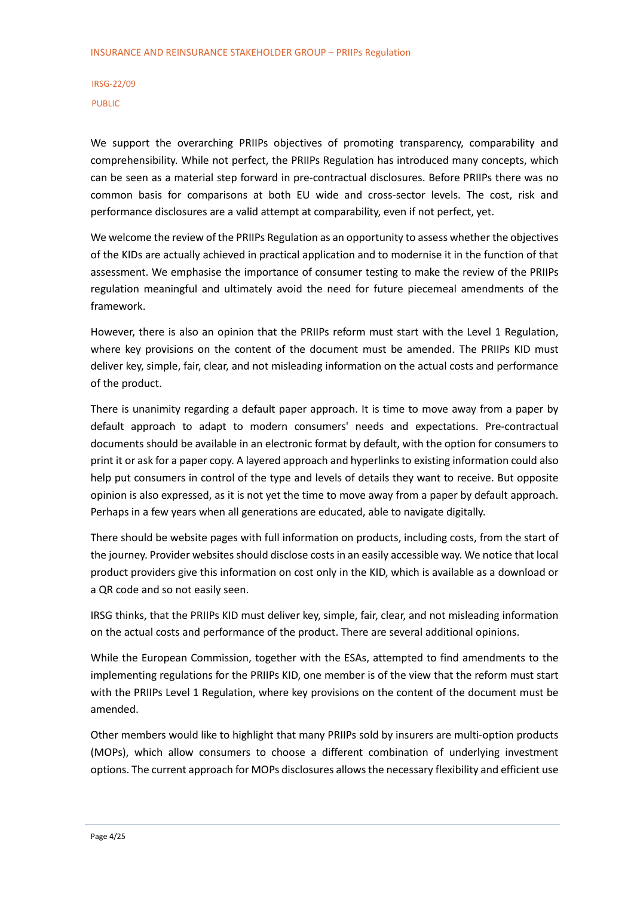We support the overarching PRIIPs objectives of promoting transparency, comparability and comprehensibility. While not perfect, the PRIIPs Regulation has introduced many concepts, which can be seen as a material step forward in pre-contractual disclosures. Before PRIIPs there was no common basis for comparisons at both EU wide and cross-sector levels. The cost, risk and performance disclosures are a valid attempt at comparability, even if not perfect, yet.

We welcome the review of the PRIIPs Regulation as an opportunity to assess whether the objectives of the KIDs are actually achieved in practical application and to modernise it in the function of that assessment. We emphasise the importance of consumer testing to make the review of the PRIIPs regulation meaningful and ultimately avoid the need for future piecemeal amendments of the framework.

However, there is also an opinion that the PRIIPs reform must start with the Level 1 Regulation, where key provisions on the content of the document must be amended. The PRIIPs KID must deliver key, simple, fair, clear, and not misleading information on the actual costs and performance of the product.

There is unanimity regarding a default paper approach. It is time to move away from a paper by default approach to adapt to modern consumers' needs and expectations. Pre-contractual documents should be available in an electronic format by default, with the option for consumers to print it or ask for a paper copy. A layered approach and hyperlinks to existing information could also help put consumers in control of the type and levels of details they want to receive. But opposite opinion is also expressed, as it is not yet the time to move away from a paper by default approach. Perhaps in a few years when all generations are educated, able to navigate digitally.

There should be website pages with full information on products, including costs, from the start of the journey. Provider websites should disclose costs in an easily accessible way. We notice that local product providers give this information on cost only in the KID, which is available as a download or a QR code and so not easily seen.

IRSG thinks, that the PRIIPs KID must deliver key, simple, fair, clear, and not misleading information on the actual costs and performance of the product. There are several additional opinions.

While the European Commission, together with the ESAs, attempted to find amendments to the implementing regulations for the PRIIPs KID, one member is of the view that the reform must start with the PRIIPs Level 1 Regulation, where key provisions on the content of the document must be amended.

Other members would like to highlight that many PRIIPs sold by insurers are multi-option products (MOPs), which allow consumers to choose a different combination of underlying investment options. The current approach for MOPs disclosures allows the necessary flexibility and efficient use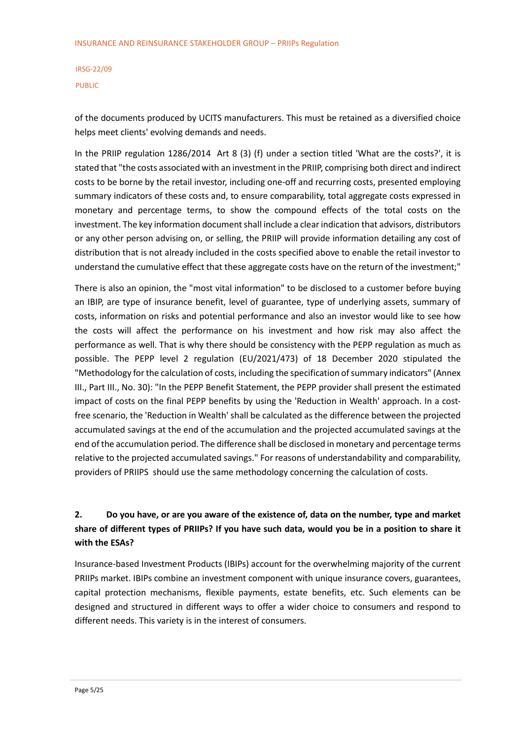of the documents produced by UCITS manufacturers. This must be retained as a diversified choice helps meet clients' evolving demands and needs.

In the PRIIP regulation 1286/2014 Art 8 (3) (f) under a section titled 'What are the costs?', it is stated that "the costs associated with an investment in the PRIIP, comprising both direct and indirect costs to be borne by the retail investor, including one-off and recurring costs, presented employing summary indicators of these costs and, to ensure comparability, total aggregate costs expressed in monetary and percentage terms, to show the compound effects of the total costs on the investment. The key information document shall include a clear indication that advisors, distributors or any other person advising on, or selling, the PRIIP will provide information detailing any cost of distribution that is not already included in the costs specified above to enable the retail investor to understand the cumulative effect that these aggregate costs have on the return of the investment;"

There is also an opinion, the "most vital information" to be disclosed to a customer before buying an IBIP, are type of insurance benefit, level of guarantee, type of underlying assets, summary of costs, information on risks and potential performance and also an investor would like to see how the costs will affect the performance on his investment and how risk may also affect the performance as well. That is why there should be consistency with the PEPP regulation as much as possible. The PEPP level 2 regulation (EU/2021/473) of 18 December 2020 stipulated the "Methodology for the calculation of costs, including the specification of summary indicators" (Annex III., Part III., No. 30): "In the PEPP Benefit Statement, the PEPP provider shall present the estimated impact of costs on the final PEPP benefits by using the 'Reduction in Wealth' approach. In a cost-free scenario, the 'Reduction in Wealth' shall be calculated as the difference between the projected accumulated savings at the end of the accumulation and the projected accumulated savings at the end of the accumulation period. The difference shall be disclosed in monetary and percentage terms relative to the projected accumulated savings." For reasons of understandability and comparability, providers of PRIIPS should use the same methodology concerning the calculation of costs.

## 2. Do you have, or are you aware of the existence of, data on the number, type and market share of different types of PRIIPs? If you have such data, would you be in a position to share it with the ESAs?

Insurance-based Investment Products (IBIPs) account for the overwhelming majority of the current PRIIPs market. IBIPs combine an investment component with unique insurance covers, guarantees, capital protection mechanisms, flexible payments, estate benefits, etc. Such elements can be designed and structured in different ways to offer a wider choice to consumers and respond to different needs. This variety is in the interest of consumers.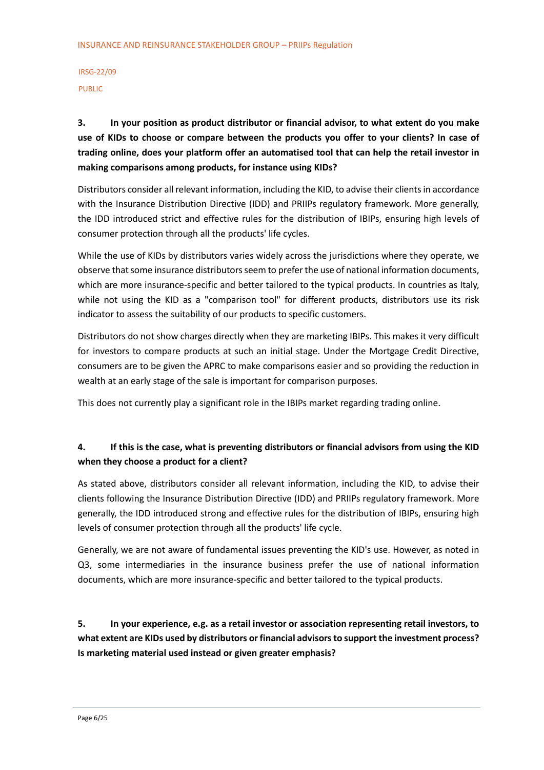**3. In your position as product distributor or financial advisor, to what extent do you make use of KIDs to choose or compare between the products you offer to your clients? In case of trading online, does your platform offer an automatised tool that can help the retail investor in making comparisons among products, for instance using KIDs?**

Distributors consider all relevant information, including the KID, to advise their clients in accordance with the Insurance Distribution Directive (IDD) and PRIIPs regulatory framework. More generally, the IDD introduced strict and effective rules for the distribution of IBIPs, ensuring high levels of consumer protection through all the products' life cycles.

While the use of KIDs by distributors varies widely across the jurisdictions where they operate, we observe that some insurance distributors seem to prefer the use of national information documents, which are more insurance-specific and better tailored to the typical products. In countries as Italy, while not using the KID as a "comparison tool" for different products, distributors use its risk indicator to assess the suitability of our products to specific customers.

Distributors do not show charges directly when they are marketing IBIPs. This makes it very difficult for investors to compare products at such an initial stage. Under the Mortgage Credit Directive, consumers are to be given the APRC to make comparisons easier and so providing the reduction in wealth at an early stage of the sale is important for comparison purposes.

This does not currently play a significant role in the IBIPs market regarding trading online.

**4. If this is the case, what is preventing distributors or financial advisors from using the KID when they choose a product for a client?**

As stated above, distributors consider all relevant information, including the KID, to advise their clients following the Insurance Distribution Directive (IDD) and PRIIPs regulatory framework. More generally, the IDD introduced strong and effective rules for the distribution of IBIPs, ensuring high levels of consumer protection through all the products' life cycle.

Generally, we are not aware of fundamental issues preventing the KID's use. However, as noted in Q3, some intermediaries in the insurance business prefer the use of national information documents, which are more insurance-specific and better tailored to the typical products.

**5. In your experience, e.g. as a retail investor or association representing retail investors, to what extent are KIDs used by distributors or financial advisors to support the investment process? Is marketing material used instead or given greater emphasis?**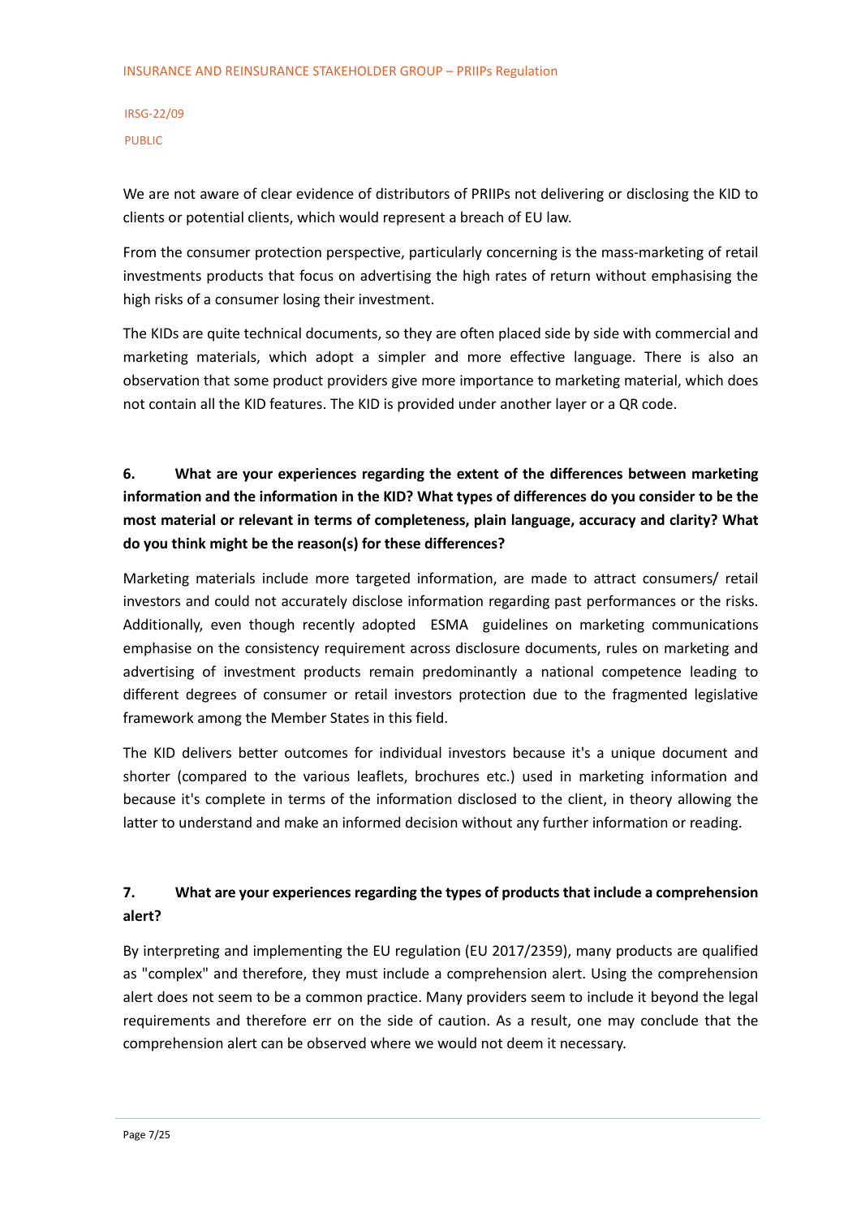We are not aware of clear evidence of distributors of PRIIPs not delivering or disclosing the KID to clients or potential clients, which would represent a breach of EU law.

From the consumer protection perspective, particularly concerning is the mass-marketing of retail investments products that focus on advertising the high rates of return without emphasising the high risks of a consumer losing their investment.

The KIDs are quite technical documents, so they are often placed side by side with commercial and marketing materials, which adopt a simpler and more effective language. There is also an observation that some product providers give more importance to marketing material, which does not contain all the KID features. The KID is provided under another layer or a QR code.

**6. What are your experiences regarding the extent of the differences between marketing information and the information in the KID? What types of differences do you consider to be the most material or relevant in terms of completeness, plain language, accuracy and clarity? What do you think might be the reason(s) for these differences?**

Marketing materials include more targeted information, are made to attract consumers/ retail investors and could not accurately disclose information regarding past performances or the risks. Additionally, even though recently adopted ESMA guidelines on marketing communications emphasise on the consistency requirement across disclosure documents, rules on marketing and advertising of investment products remain predominantly a national competence leading to different degrees of consumer or retail investors protection due to the fragmented legislative framework among the Member States in this field.

The KID delivers better outcomes for individual investors because it's a unique document and shorter (compared to the various leaflets, brochures etc.) used in marketing information and because it's complete in terms of the information disclosed to the client, in theory allowing the latter to understand and make an informed decision without any further information or reading.

**7. What are your experiences regarding the types of products that include a comprehension alert?**

By interpreting and implementing the EU regulation (EU 2017/2359), many products are qualified as "complex" and therefore, they must include a comprehension alert. Using the comprehension alert does not seem to be a common practice. Many providers seem to include it beyond the legal requirements and therefore err on the side of caution. As a result, one may conclude that the comprehension alert can be observed where we would not deem it necessary.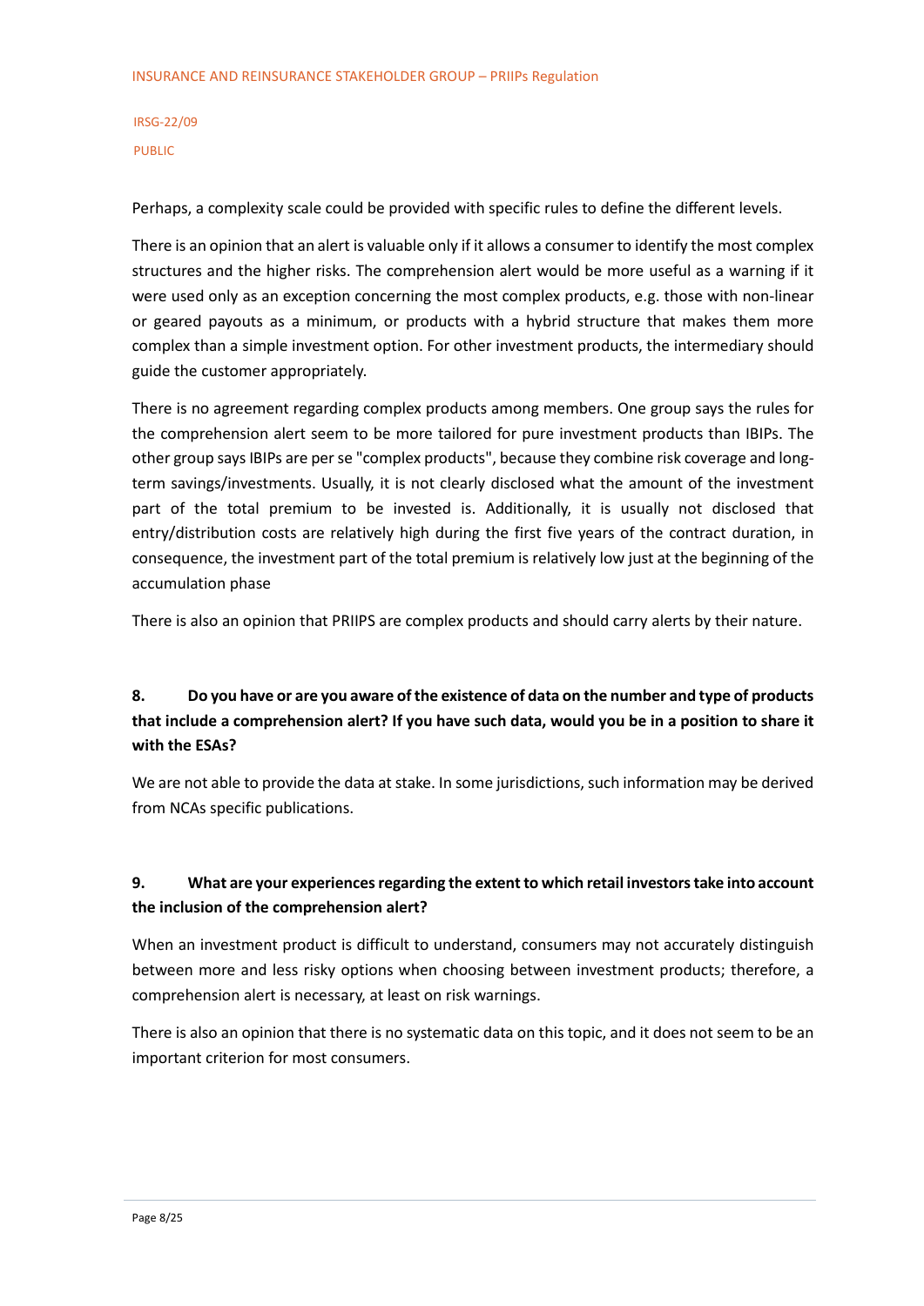Perhaps, a complexity scale could be provided with specific rules to define the different levels.

There is an opinion that an alert is valuable only if it allows a consumer to identify the most complex structures and the higher risks. The comprehension alert would be more useful as a warning if it were used only as an exception concerning the most complex products, e.g. those with non-linear or geared payouts as a minimum, or products with a hybrid structure that makes them more complex than a simple investment option. For other investment products, the intermediary should guide the customer appropriately.

There is no agreement regarding complex products among members. One group says the rules for the comprehension alert seem to be more tailored for pure investment products than IBIPs. The other group says IBIPs are per se "complex products", because they combine risk coverage and long-term savings/investments. Usually, it is not clearly disclosed what the amount of the investment part of the total premium to be invested is. Additionally, it is usually not disclosed that entry/distribution costs are relatively high during the first five years of the contract duration, in consequence, the investment part of the total premium is relatively low just at the beginning of the accumulation phase

There is also an opinion that PRIIPS are complex products and should carry alerts by their nature.

**8. Do you have or are you aware of the existence of data on the number and type of products that include a comprehension alert? If you have such data, would you be in a position to share it with the ESAs?**

We are not able to provide the data at stake. In some jurisdictions, such information may be derived from NCAs specific publications.

**9. What are your experiences regarding the extent to which retail investors take into account the inclusion of the comprehension alert?**

When an investment product is difficult to understand, consumers may not accurately distinguish between more and less risky options when choosing between investment products; therefore, a comprehension alert is necessary, at least on risk warnings.

There is also an opinion that there is no systematic data on this topic, and it does not seem to be an important criterion for most consumers.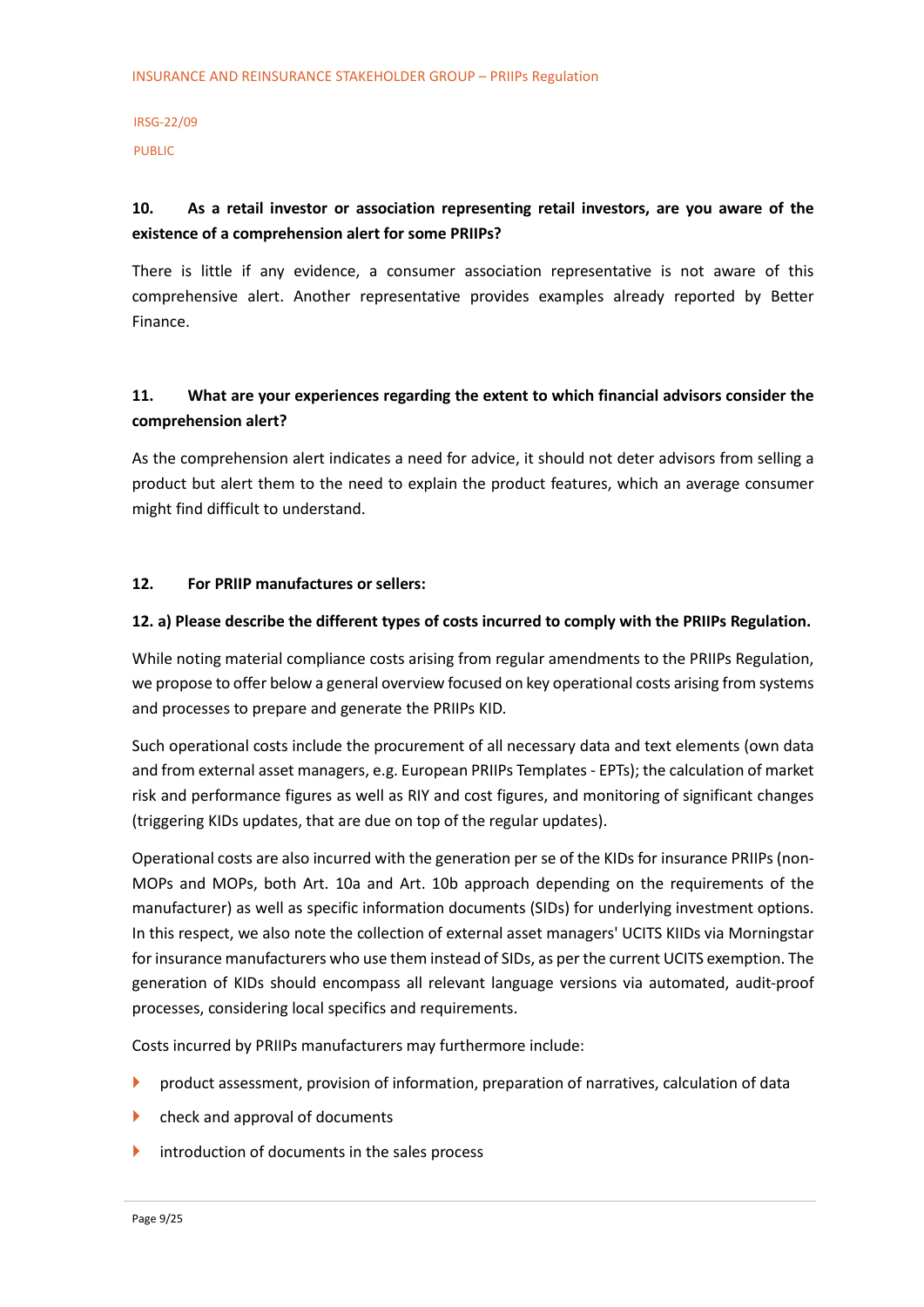**10. As a retail investor or association representing retail investors, are you aware of the existence of a comprehension alert for some PRIIPs?**

There is little if any evidence, a consumer association representative is not aware of this comprehensive alert. Another representative provides examples already reported by Better Finance.

**11. What are your experiences regarding the extent to which financial advisors consider the comprehension alert?**

As the comprehension alert indicates a need for advice, it should not deter advisors from selling a product but alert them to the need to explain the product features, which an average consumer might find difficult to understand.

**12. For PRIIP manufactures or sellers:**

**12. a) Please describe the different types of costs incurred to comply with the PRIIPs Regulation.**

While noting material compliance costs arising from regular amendments to the PRIIPs Regulation, we propose to offer below a general overview focused on key operational costs arising from systems and processes to prepare and generate the PRIIPs KID.

Such operational costs include the procurement of all necessary data and text elements (own data and from external asset managers, e.g. European PRIIPs Templates - EPTs); the calculation of market risk and performance figures as well as RIY and cost figures, and monitoring of significant changes (triggering KIDs updates, that are due on top of the regular updates).

Operational costs are also incurred with the generation per se of the KIDs for insurance PRIIPs (non-MOPs and MOPs, both Art. 10a and Art. 10b approach depending on the requirements of the manufacturer) as well as specific information documents (SIDs) for underlying investment options. In this respect, we also note the collection of external asset managers' UCITS KIIDs via Morningstar for insurance manufacturers who use them instead of SIDs, as per the current UCITS exemption. The generation of KIDs should encompass all relevant language versions via automated, audit-proof processes, considering local specifics and requirements.

Costs incurred by PRIIPs manufacturers may furthermore include:

- product assessment, provision of information, preparation of narratives, calculation of data
- check and approval of documents
- introduction of documents in the sales process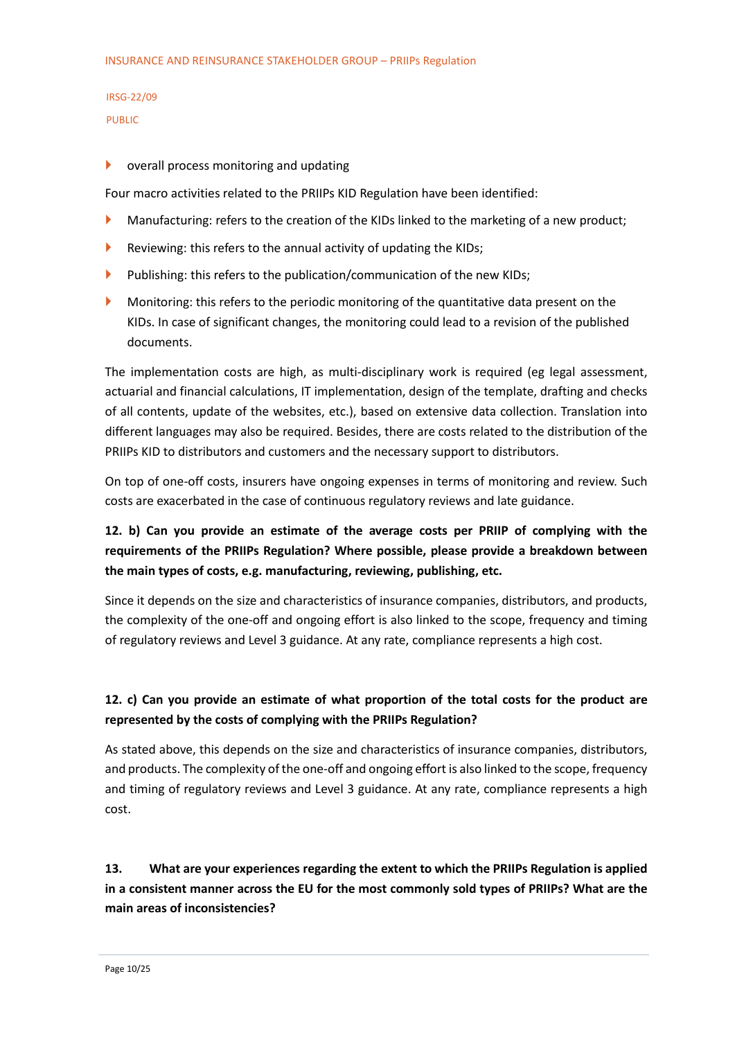- overall process monitoring and updating

Four macro activities related to the PRIIPs KID Regulation have been identified:

- Manufacturing: refers to the creation of the KIDs linked to the marketing of a new product;
- Reviewing: this refers to the annual activity of updating the KIDs;
- Publishing: this refers to the publication/communication of the new KIDs;
- Monitoring: this refers to the periodic monitoring of the quantitative data present on the KIDs. In case of significant changes, the monitoring could lead to a revision of the published documents.

The implementation costs are high, as multi-disciplinary work is required (eg legal assessment, actuarial and financial calculations, IT implementation, design of the template, drafting and checks of all contents, update of the websites, etc.), based on extensive data collection. Translation into different languages may also be required. Besides, there are costs related to the distribution of the PRIIPs KID to distributors and customers and the necessary support to distributors.

On top of one-off costs, insurers have ongoing expenses in terms of monitoring and review. Such costs are exacerbated in the case of continuous regulatory reviews and late guidance.

**12. b) Can you provide an estimate of the average costs per PRIIP of complying with the requirements of the PRIIPs Regulation? Where possible, please provide a breakdown between the main types of costs, e.g. manufacturing, reviewing, publishing, etc.**

Since it depends on the size and characteristics of insurance companies, distributors, and products, the complexity of the one-off and ongoing effort is also linked to the scope, frequency and timing of regulatory reviews and Level 3 guidance. At any rate, compliance represents a high cost.

**12. c) Can you provide an estimate of what proportion of the total costs for the product are represented by the costs of complying with the PRIIPs Regulation?**

As stated above, this depends on the size and characteristics of insurance companies, distributors, and products. The complexity of the one-off and ongoing effort is also linked to the scope, frequency and timing of regulatory reviews and Level 3 guidance. At any rate, compliance represents a high cost.

**13. What are your experiences regarding the extent to which the PRIIPs Regulation is applied in a consistent manner across the EU for the most commonly sold types of PRIIPs? What are the main areas of inconsistencies?**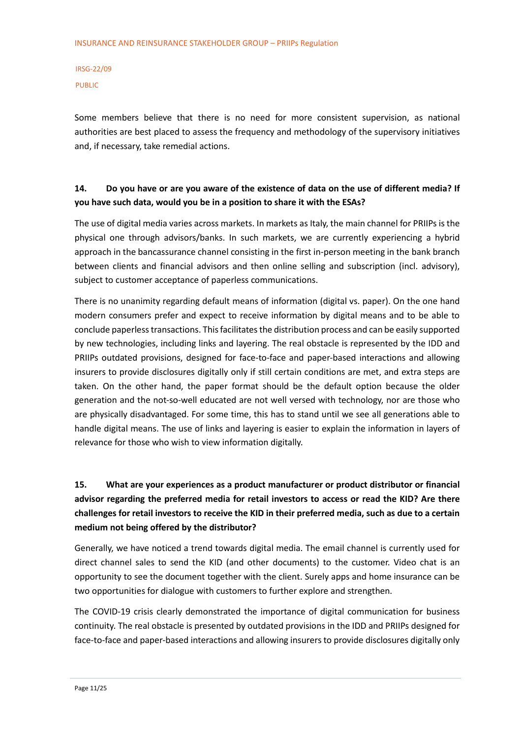Some members believe that there is no need for more consistent supervision, as national authorities are best placed to assess the frequency and methodology of the supervisory initiatives and, if necessary, take remedial actions.

**14. Do you have or are you aware of the existence of data on the use of different media? If you have such data, would you be in a position to share it with the ESAs?**

The use of digital media varies across markets. In markets as Italy, the main channel for PRIIPs is the physical one through advisors/banks. In such markets, we are currently experiencing a hybrid approach in the bancassurance channel consisting in the first in-person meeting in the bank branch between clients and financial advisors and then online selling and subscription (incl. advisory), subject to customer acceptance of paperless communications.

There is no unanimity regarding default means of information (digital vs. paper). On the one hand modern consumers prefer and expect to receive information by digital means and to be able to conclude paperless transactions. This facilitates the distribution process and can be easily supported by new technologies, including links and layering. The real obstacle is represented by the IDD and PRIIPs outdated provisions, designed for face-to-face and paper-based interactions and allowing insurers to provide disclosures digitally only if still certain conditions are met, and extra steps are taken. On the other hand, the paper format should be the default option because the older generation and the not-so-well educated are not well versed with technology, nor are those who are physically disadvantaged. For some time, this has to stand until we see all generations able to handle digital means. The use of links and layering is easier to explain the information in layers of relevance for those who wish to view information digitally.

**15. What are your experiences as a product manufacturer or product distributor or financial advisor regarding the preferred media for retail investors to access or read the KID? Are there challenges for retail investors to receive the KID in their preferred media, such as due to a certain medium not being offered by the distributor?**

Generally, we have noticed a trend towards digital media. The email channel is currently used for direct channel sales to send the KID (and other documents) to the customer. Video chat is an opportunity to see the document together with the client. Surely apps and home insurance can be two opportunities for dialogue with customers to further explore and strengthen.

The COVID-19 crisis clearly demonstrated the importance of digital communication for business continuity. The real obstacle is presented by outdated provisions in the IDD and PRIIPs designed for face-to-face and paper-based interactions and allowing insurers to provide disclosures digitally only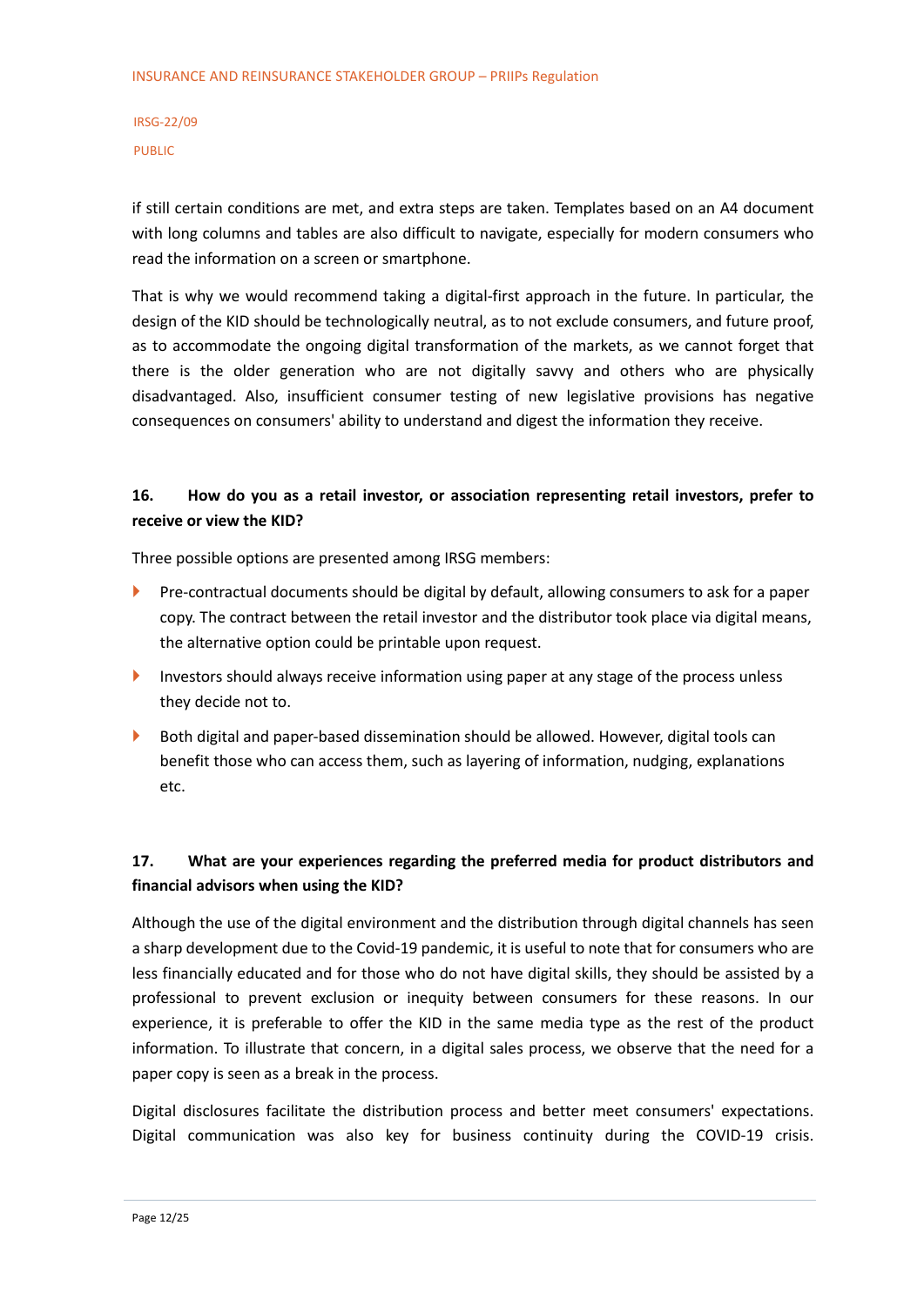if still certain conditions are met, and extra steps are taken. Templates based on an A4 document with long columns and tables are also difficult to navigate, especially for modern consumers who read the information on a screen or smartphone.

That is why we would recommend taking a digital-first approach in the future. In particular, the design of the KID should be technologically neutral, as to not exclude consumers, and future proof, as to accommodate the ongoing digital transformation of the markets, as we cannot forget that there is the older generation who are not digitally savvy and others who are physically disadvantaged. Also, insufficient consumer testing of new legislative provisions has negative consequences on consumers' ability to understand and digest the information they receive.

**16. How do you as a retail investor, or association representing retail investors, prefer to receive or view the KID?**

Three possible options are presented among IRSG members:

- Pre-contractual documents should be digital by default, allowing consumers to ask for a paper copy. The contract between the retail investor and the distributor took place via digital means, the alternative option could be printable upon request.
- Investors should always receive information using paper at any stage of the process unless they decide not to.
- Both digital and paper-based dissemination should be allowed. However, digital tools can benefit those who can access them, such as layering of information, nudging, explanations etc.

**17. What are your experiences regarding the preferred media for product distributors and financial advisors when using the KID?**

Although the use of the digital environment and the distribution through digital channels has seen a sharp development due to the Covid-19 pandemic, it is useful to note that for consumers who are less financially educated and for those who do not have digital skills, they should be assisted by a professional to prevent exclusion or inequity between consumers for these reasons. In our experience, it is preferable to offer the KID in the same media type as the rest of the product information. To illustrate that concern, in a digital sales process, we observe that the need for a paper copy is seen as a break in the process.

Digital disclosures facilitate the distribution process and better meet consumers' expectations. Digital communication was also key for business continuity during the COVID-19 crisis.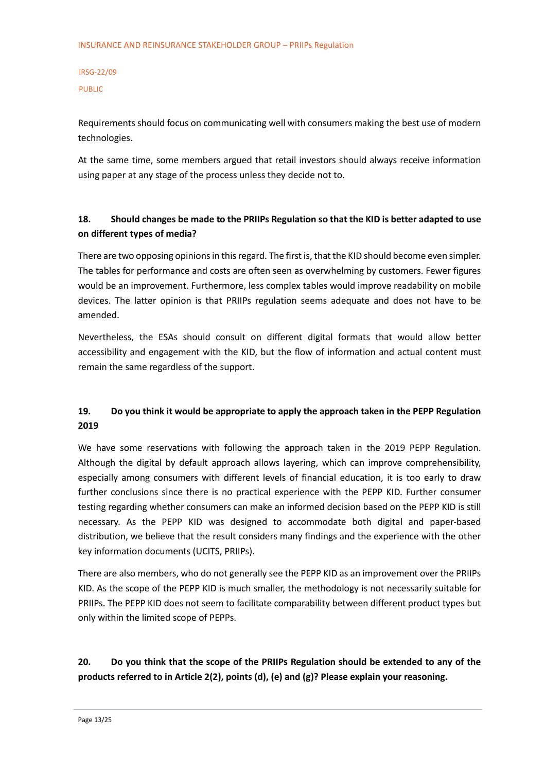Requirements should focus on communicating well with consumers making the best use of modern technologies.

At the same time, some members argued that retail investors should always receive information using paper at any stage of the process unless they decide not to.

**18. Should changes be made to the PRIIPs Regulation so that the KID is better adapted to use on different types of media?**

There are two opposing opinions in this regard. The first is, that the KID should become even simpler. The tables for performance and costs are often seen as overwhelming by customers. Fewer figures would be an improvement. Furthermore, less complex tables would improve readability on mobile devices. The latter opinion is that PRIIPs regulation seems adequate and does not have to be amended.

Nevertheless, the ESAs should consult on different digital formats that would allow better accessibility and engagement with the KID, but the flow of information and actual content must remain the same regardless of the support.

**19. Do you think it would be appropriate to apply the approach taken in the PEPP Regulation 2019**

We have some reservations with following the approach taken in the 2019 PEPP Regulation. Although the digital by default approach allows layering, which can improve comprehensibility, especially among consumers with different levels of financial education, it is too early to draw further conclusions since there is no practical experience with the PEPP KID. Further consumer testing regarding whether consumers can make an informed decision based on the PEPP KID is still necessary. As the PEPP KID was designed to accommodate both digital and paper-based distribution, we believe that the result considers many findings and the experience with the other key information documents (UCITS, PRIIPs).

There are also members, who do not generally see the PEPP KID as an improvement over the PRIIPs KID. As the scope of the PEPP KID is much smaller, the methodology is not necessarily suitable for PRIIPs. The PEPP KID does not seem to facilitate comparability between different product types but only within the limited scope of PEPPs.

**20. Do you think that the scope of the PRIIPs Regulation should be extended to any of the products referred to in Article 2(2), points (d), (e) and (g)? Please explain your reasoning.**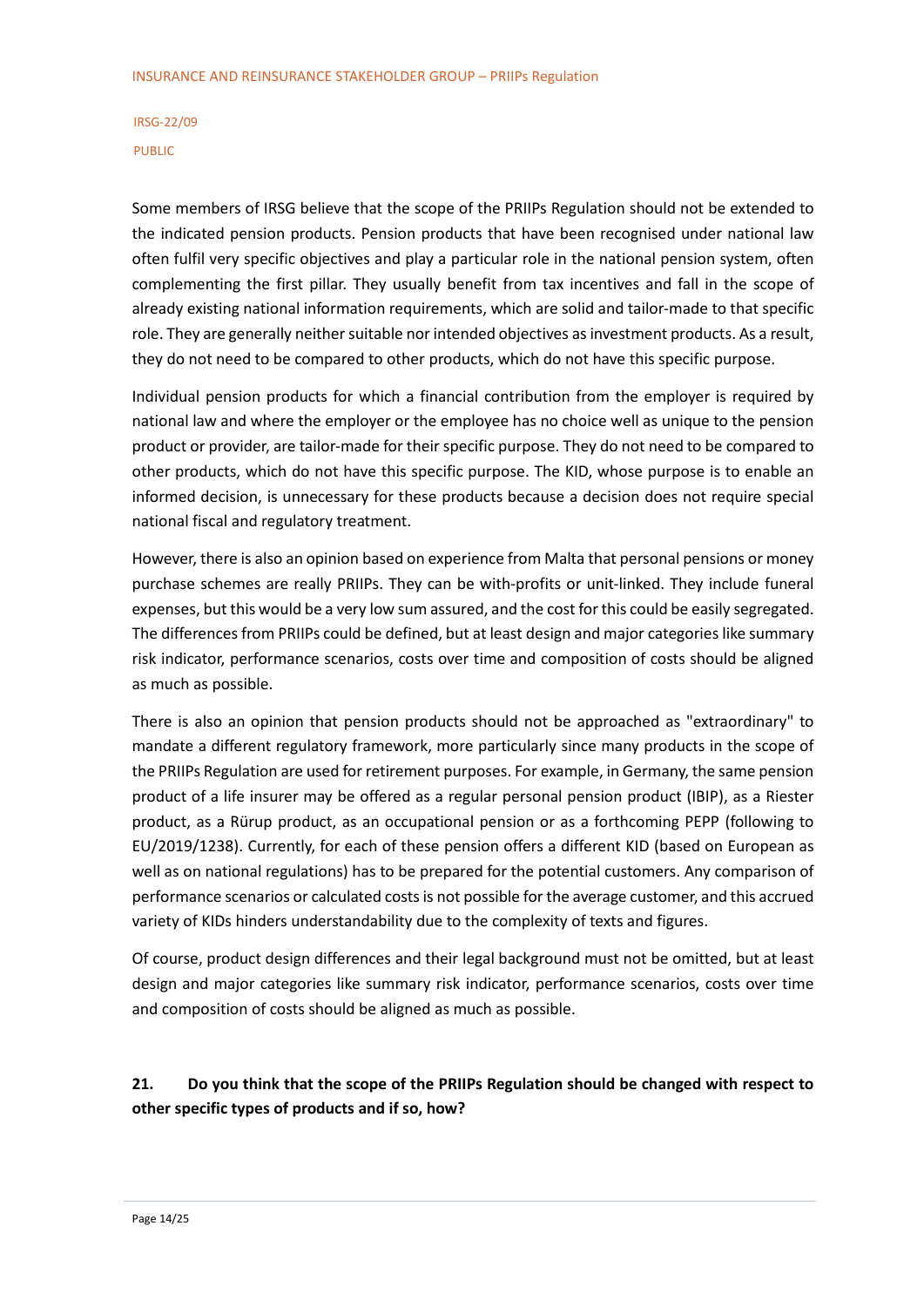Some members of IRSG believe that the scope of the PRIIPs Regulation should not be extended to the indicated pension products. Pension products that have been recognised under national law often fulfil very specific objectives and play a particular role in the national pension system, often complementing the first pillar. They usually benefit from tax incentives and fall in the scope of already existing national information requirements, which are solid and tailor-made to that specific role. They are generally neither suitable nor intended objectives as investment products. As a result, they do not need to be compared to other products, which do not have this specific purpose.

Individual pension products for which a financial contribution from the employer is required by national law and where the employer or the employee has no choice well as unique to the pension product or provider, are tailor-made for their specific purpose. They do not need to be compared to other products, which do not have this specific purpose. The KID, whose purpose is to enable an informed decision, is unnecessary for these products because a decision does not require special national fiscal and regulatory treatment.

However, there is also an opinion based on experience from Malta that personal pensions or money purchase schemes are really PRIIPs. They can be with-profits or unit-linked. They include funeral expenses, but this would be a very low sum assured, and the cost for this could be easily segregated. The differences from PRIIPs could be defined, but at least design and major categories like summary risk indicator, performance scenarios, costs over time and composition of costs should be aligned as much as possible.

There is also an opinion that pension products should not be approached as "extraordinary" to mandate a different regulatory framework, more particularly since many products in the scope of the PRIIPs Regulation are used for retirement purposes. For example, in Germany, the same pension product of a life insurer may be offered as a regular personal pension product (IBIP), as a Riester product, as a Rürup product, as an occupational pension or as a forthcoming PEPP (following to EU/2019/1238). Currently, for each of these pension offers a different KID (based on European as well as on national regulations) has to be prepared for the potential customers. Any comparison of performance scenarios or calculated costs is not possible for the average customer, and this accrued variety of KIDs hinders understandability due to the complexity of texts and figures.

Of course, product design differences and their legal background must not be omitted, but at least design and major categories like summary risk indicator, performance scenarios, costs over time and composition of costs should be aligned as much as possible.

**21. Do you think that the scope of the PRIIPs Regulation should be changed with respect to other specific types of products and if so, how?**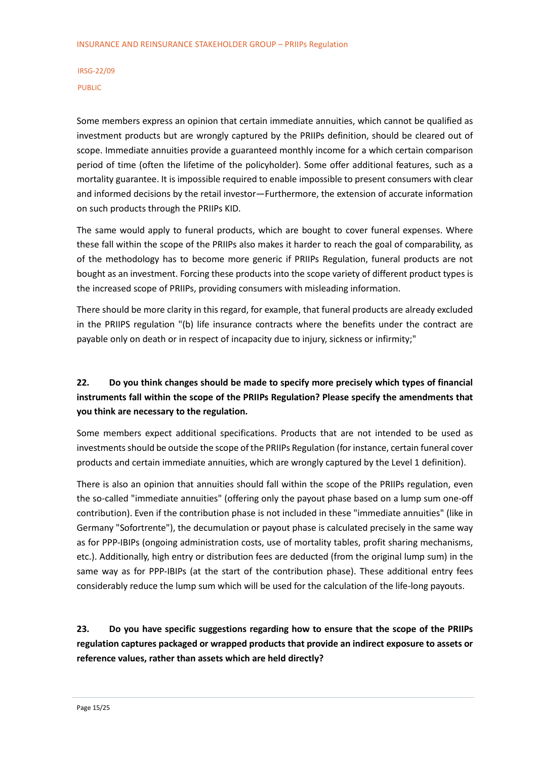Some members express an opinion that certain immediate annuities, which cannot be qualified as investment products but are wrongly captured by the PRIIPs definition, should be cleared out of scope. Immediate annuities provide a guaranteed monthly income for a which certain comparison period of time (often the lifetime of the policyholder). Some offer additional features, such as a mortality guarantee. It is impossible required to enable impossible to present consumers with clear and informed decisions by the retail investor—Furthermore, the extension of accurate information on such products through the PRIIPs KID.

The same would apply to funeral products, which are bought to cover funeral expenses. Where these fall within the scope of the PRIIPs also makes it harder to reach the goal of comparability, as of the methodology has to become more generic if PRIIPs Regulation, funeral products are not bought as an investment. Forcing these products into the scope variety of different product types is the increased scope of PRIIPs, providing consumers with misleading information.

There should be more clarity in this regard, for example, that funeral products are already excluded in the PRIIPS regulation "(b) life insurance contracts where the benefits under the contract are payable only on death or in respect of incapacity due to injury, sickness or infirmity;"

**22. Do you think changes should be made to specify more precisely which types of financial instruments fall within the scope of the PRIIPs Regulation? Please specify the amendments that you think are necessary to the regulation.**

Some members expect additional specifications. Products that are not intended to be used as investments should be outside the scope of the PRIIPs Regulation (for instance, certain funeral cover products and certain immediate annuities, which are wrongly captured by the Level 1 definition).

There is also an opinion that annuities should fall within the scope of the PRIIPs regulation, even the so-called "immediate annuities" (offering only the payout phase based on a lump sum one-off contribution). Even if the contribution phase is not included in these "immediate annuities" (like in Germany "Sofortrente"), the decumulation or payout phase is calculated precisely in the same way as for PPP-IBIPs (ongoing administration costs, use of mortality tables, profit sharing mechanisms, etc.). Additionally, high entry or distribution fees are deducted (from the original lump sum) in the same way as for PPP-IBIPs (at the start of the contribution phase). These additional entry fees considerably reduce the lump sum which will be used for the calculation of the life-long payouts.

**23. Do you have specific suggestions regarding how to ensure that the scope of the PRIIPs regulation captures packaged or wrapped products that provide an indirect exposure to assets or reference values, rather than assets which are held directly?**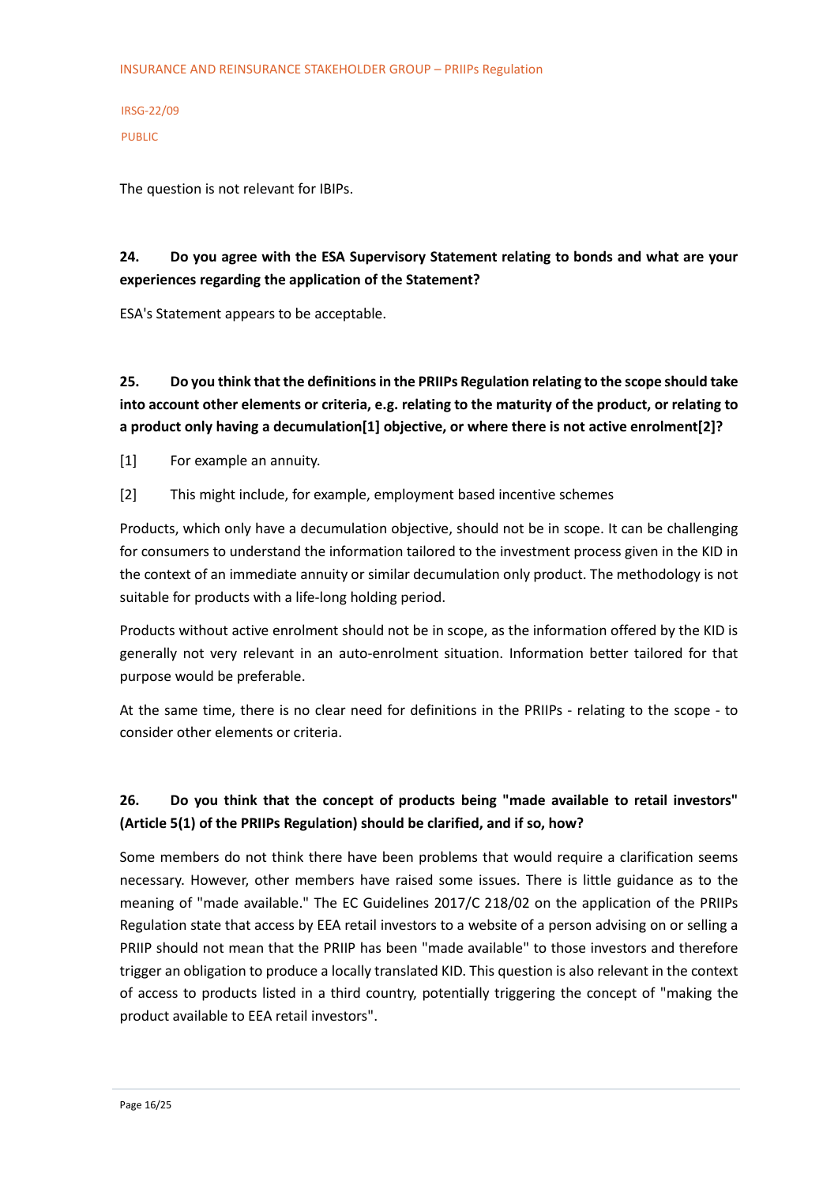The question is not relevant for IBIPs.

**24. Do you agree with the ESA Supervisory Statement relating to bonds and what are your experiences regarding the application of the Statement?**

ESA's Statement appears to be acceptable.

**25. Do you think that the definitions in the PRIIPs Regulation relating to the scope should take into account other elements or criteria, e.g. relating to the maturity of the product, or relating to a product only having a decumulation[1] objective, or where there is not active enrolment[2]?**

[1] For example an annuity.

[2] This might include, for example, employment based incentive schemes

Products, which only have a decumulation objective, should not be in scope. It can be challenging for consumers to understand the information tailored to the investment process given in the KID in the context of an immediate annuity or similar decumulation only product. The methodology is not suitable for products with a life-long holding period.

Products without active enrolment should not be in scope, as the information offered by the KID is generally not very relevant in an auto-enrolment situation. Information better tailored for that purpose would be preferable.

At the same time, there is no clear need for definitions in the PRIIPs - relating to the scope - to consider other elements or criteria.

**26. Do you think that the concept of products being "made available to retail investors" (Article 5(1) of the PRIIPs Regulation) should be clarified, and if so, how?**

Some members do not think there have been problems that would require a clarification seems necessary. However, other members have raised some issues. There is little guidance as to the meaning of "made available." The EC Guidelines 2017/C 218/02 on the application of the PRIIPs Regulation state that access by EEA retail investors to a website of a person advising on or selling a PRIIP should not mean that the PRIIP has been "made available" to those investors and therefore trigger an obligation to produce a locally translated KID. This question is also relevant in the context of access to products listed in a third country, potentially triggering the concept of "making the product available to EEA retail investors".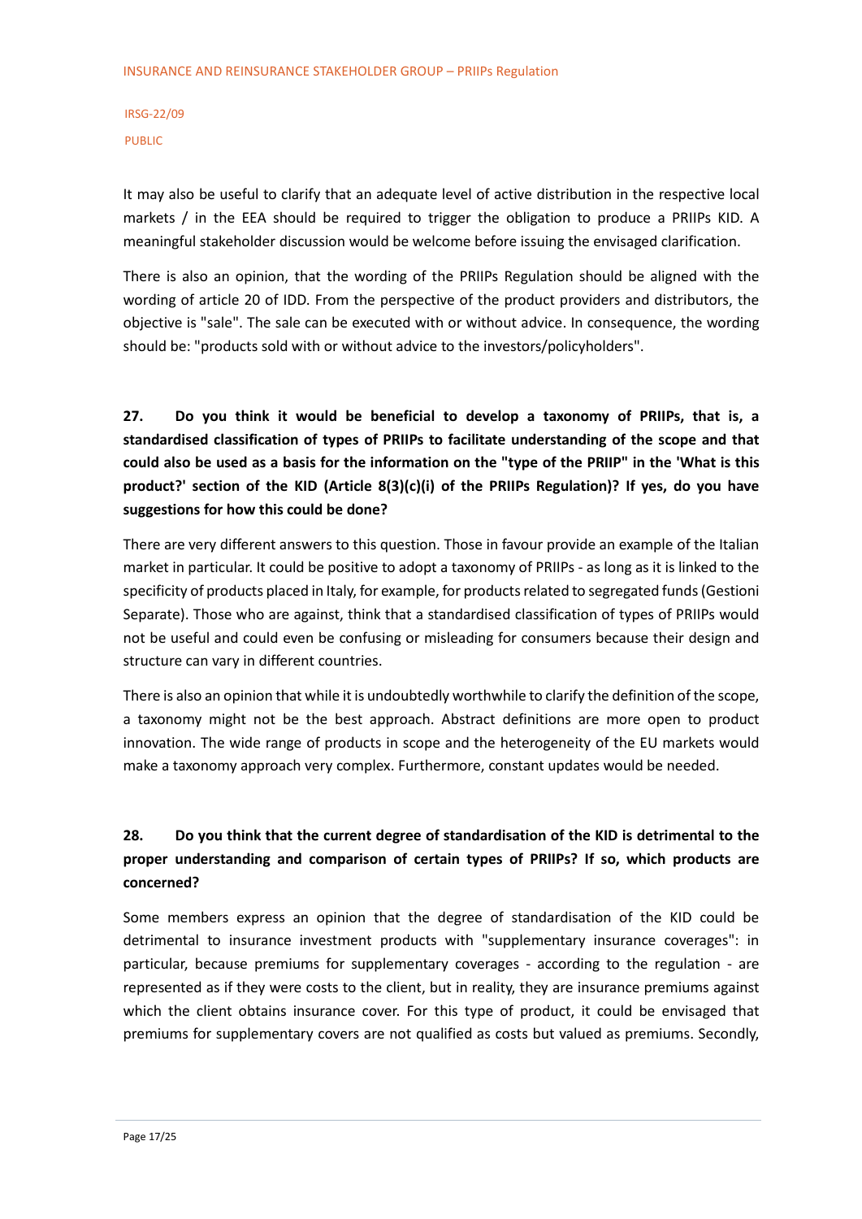It may also be useful to clarify that an adequate level of active distribution in the respective local markets / in the EEA should be required to trigger the obligation to produce a PRIIPs KID. A meaningful stakeholder discussion would be welcome before issuing the envisaged clarification.

There is also an opinion, that the wording of the PRIIPs Regulation should be aligned with the wording of article 20 of IDD. From the perspective of the product providers and distributors, the objective is "sale". The sale can be executed with or without advice. In consequence, the wording should be: "products sold with or without advice to the investors/policyholders".

**27. Do you think it would be beneficial to develop a taxonomy of PRIIPs, that is, a standardised classification of types of PRIIPs to facilitate understanding of the scope and that could also be used as a basis for the information on the "type of the PRIIP" in the 'What is this product?' section of the KID (Article 8(3)(c)(i) of the PRIIPs Regulation)? If yes, do you have suggestions for how this could be done?**

There are very different answers to this question. Those in favour provide an example of the Italian market in particular. It could be positive to adopt a taxonomy of PRIIPs - as long as it is linked to the specificity of products placed in Italy, for example, for products related to segregated funds (Gestioni Separate). Those who are against, think that a standardised classification of types of PRIIPs would not be useful and could even be confusing or misleading for consumers because their design and structure can vary in different countries.

There is also an opinion that while it is undoubtedly worthwhile to clarify the definition of the scope, a taxonomy might not be the best approach. Abstract definitions are more open to product innovation. The wide range of products in scope and the heterogeneity of the EU markets would make a taxonomy approach very complex. Furthermore, constant updates would be needed.

**28. Do you think that the current degree of standardisation of the KID is detrimental to the proper understanding and comparison of certain types of PRIIPs? If so, which products are concerned?**

Some members express an opinion that the degree of standardisation of the KID could be detrimental to insurance investment products with "supplementary insurance coverages": in particular, because premiums for supplementary coverages - according to the regulation - are represented as if they were costs to the client, but in reality, they are insurance premiums against which the client obtains insurance cover. For this type of product, it could be envisaged that premiums for supplementary covers are not qualified as costs but valued as premiums. Secondly,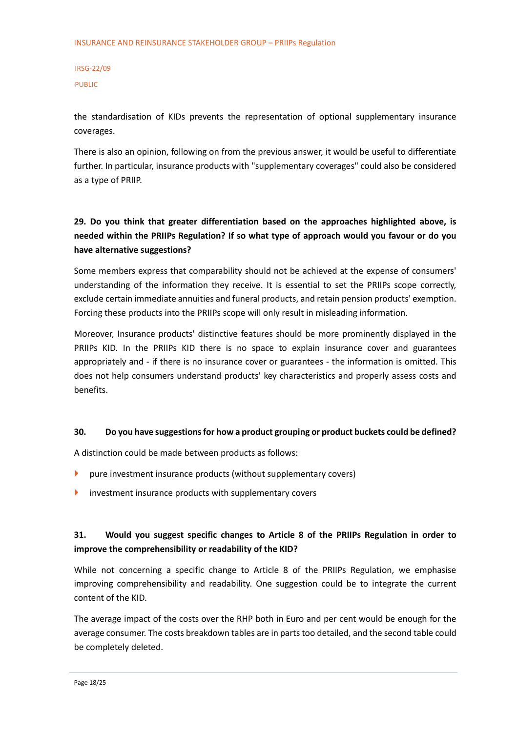the standardisation of KIDs prevents the representation of optional supplementary insurance coverages.

There is also an opinion, following on from the previous answer, it would be useful to differentiate further. In particular, insurance products with "supplementary coverages" could also be considered as a type of PRIIP.

**29. Do you think that greater differentiation based on the approaches highlighted above, is needed within the PRIIPs Regulation? If so what type of approach would you favour or do you have alternative suggestions?**

Some members express that comparability should not be achieved at the expense of consumers' understanding of the information they receive. It is essential to set the PRIIPs scope correctly, exclude certain immediate annuities and funeral products, and retain pension products' exemption. Forcing these products into the PRIIPs scope will only result in misleading information.

Moreover, Insurance products' distinctive features should be more prominently displayed in the PRIIPs KID. In the PRIIPs KID there is no space to explain insurance cover and guarantees appropriately and - if there is no insurance cover or guarantees - the information is omitted. This does not help consumers understand products' key characteristics and properly assess costs and benefits.

**30. Do you have suggestions for how a product grouping or product buckets could be defined?**

A distinction could be made between products as follows:

- pure investment insurance products (without supplementary covers)
- investment insurance products with supplementary covers

**31. Would you suggest specific changes to Article 8 of the PRIIPs Regulation in order to improve the comprehensibility or readability of the KID?**

While not concerning a specific change to Article 8 of the PRIIPs Regulation, we emphasise improving comprehensibility and readability. One suggestion could be to integrate the current content of the KID.

The average impact of the costs over the RHP both in Euro and per cent would be enough for the average consumer. The costs breakdown tables are in parts too detailed, and the second table could be completely deleted.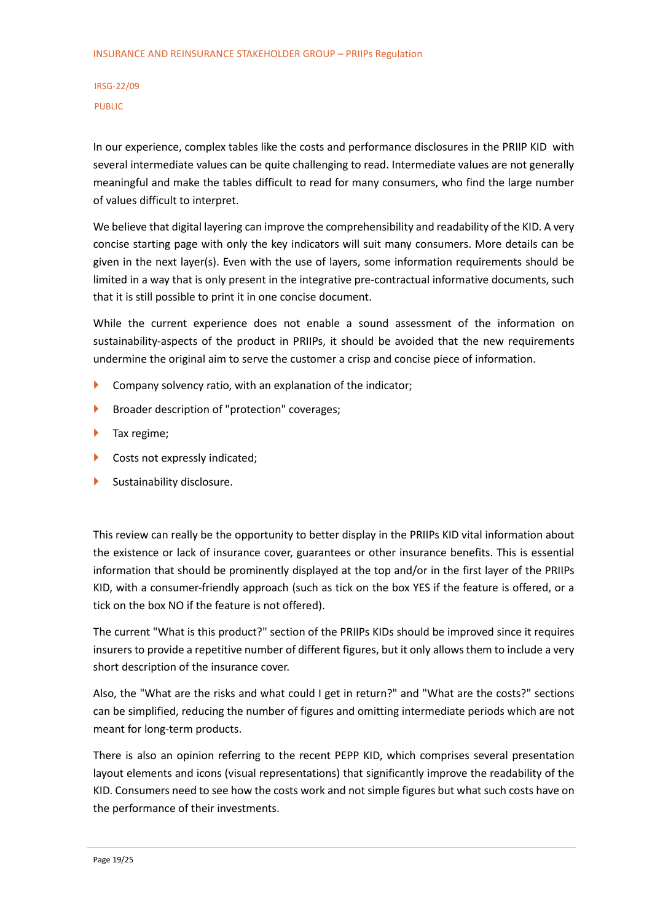In our experience, complex tables like the costs and performance disclosures in the PRIIP KID with several intermediate values can be quite challenging to read. Intermediate values are not generally meaningful and make the tables difficult to read for many consumers, who find the large number of values difficult to interpret.

We believe that digital layering can improve the comprehensibility and readability of the KID. A very concise starting page with only the key indicators will suit many consumers. More details can be given in the next layer(s). Even with the use of layers, some information requirements should be limited in a way that is only present in the integrative pre-contractual informative documents, such that it is still possible to print it in one concise document.

While the current experience does not enable a sound assessment of the information on sustainability-aspects of the product in PRIIPs, it should be avoided that the new requirements undermine the original aim to serve the customer a crisp and concise piece of information.

- Company solvency ratio, with an explanation of the indicator;
- Broader description of "protection" coverages;
- Tax regime;
- Costs not expressly indicated;
- Sustainability disclosure.

This review can really be the opportunity to better display in the PRIIPs KID vital information about the existence or lack of insurance cover, guarantees or other insurance benefits. This is essential information that should be prominently displayed at the top and/or in the first layer of the PRIIPs KID, with a consumer-friendly approach (such as tick on the box YES if the feature is offered, or a tick on the box NO if the feature is not offered).

The current "What is this product?" section of the PRIIPs KIDs should be improved since it requires insurers to provide a repetitive number of different figures, but it only allows them to include a very short description of the insurance cover.

Also, the "What are the risks and what could I get in return?" and "What are the costs?" sections can be simplified, reducing the number of figures and omitting intermediate periods which are not meant for long-term products.

There is also an opinion referring to the recent PEPP KID, which comprises several presentation layout elements and icons (visual representations) that significantly improve the readability of the KID. Consumers need to see how the costs work and not simple figures but what such costs have on the performance of their investments.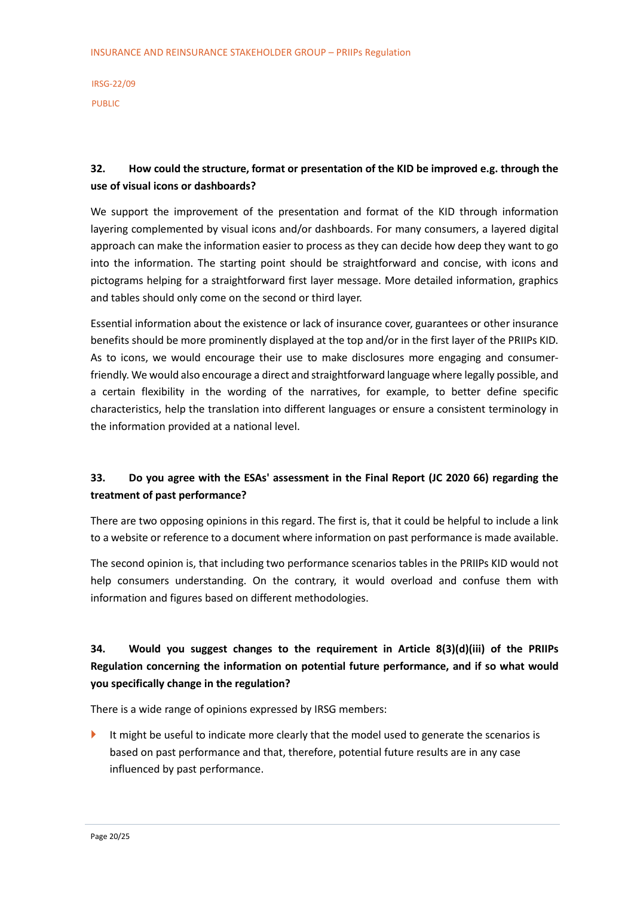**32. How could the structure, format or presentation of the KID be improved e.g. through the use of visual icons or dashboards?**

We support the improvement of the presentation and format of the KID through information layering complemented by visual icons and/or dashboards. For many consumers, a layered digital approach can make the information easier to process as they can decide how deep they want to go into the information. The starting point should be straightforward and concise, with icons and pictograms helping for a straightforward first layer message. More detailed information, graphics and tables should only come on the second or third layer.

Essential information about the existence or lack of insurance cover, guarantees or other insurance benefits should be more prominently displayed at the top and/or in the first layer of the PRIIPs KID. As to icons, we would encourage their use to make disclosures more engaging and consumer-friendly. We would also encourage a direct and straightforward language where legally possible, and a certain flexibility in the wording of the narratives, for example, to better define specific characteristics, help the translation into different languages or ensure a consistent terminology in the information provided at a national level.

**33. Do you agree with the ESAs' assessment in the Final Report (JC 2020 66) regarding the treatment of past performance?**

There are two opposing opinions in this regard. The first is, that it could be helpful to include a link to a website or reference to a document where information on past performance is made available.

The second opinion is, that including two performance scenarios tables in the PRIIPs KID would not help consumers understanding. On the contrary, it would overload and confuse them with information and figures based on different methodologies.

**34. Would you suggest changes to the requirement in Article 8(3)(d)(iii) of the PRIIPs Regulation concerning the information on potential future performance, and if so what would you specifically change in the regulation?**

There is a wide range of opinions expressed by IRSG members:

- It might be useful to indicate more clearly that the model used to generate the scenarios is based on past performance and that, therefore, potential future results are in any case influenced by past performance.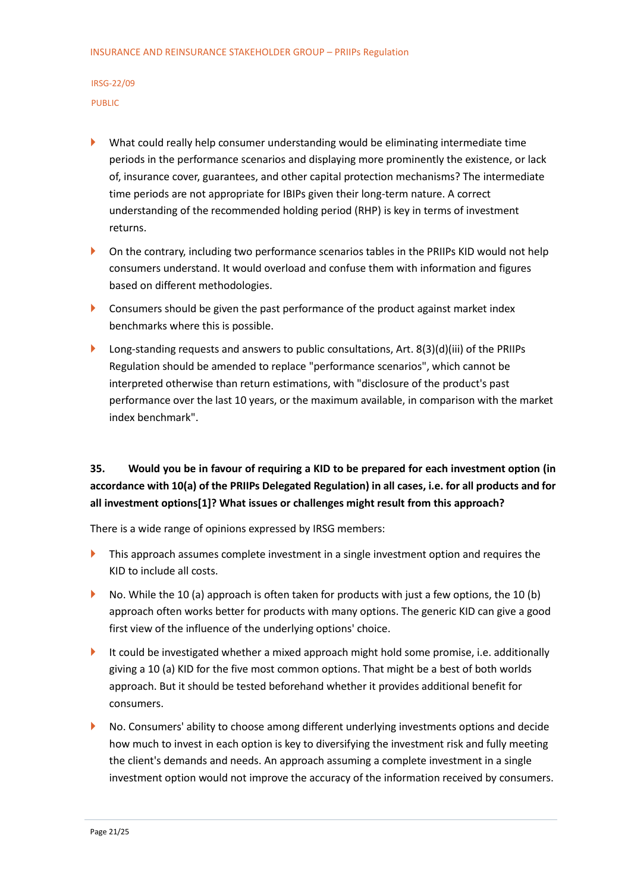- What could really help consumer understanding would be eliminating intermediate time periods in the performance scenarios and displaying more prominently the existence, or lack of, insurance cover, guarantees, and other capital protection mechanisms? The intermediate time periods are not appropriate for IBIPs given their long-term nature. A correct understanding of the recommended holding period (RHP) is key in terms of investment returns.
- On the contrary, including two performance scenarios tables in the PRIIPs KID would not help consumers understand. It would overload and confuse them with information and figures based on different methodologies.
- Consumers should be given the past performance of the product against market index benchmarks where this is possible.
- Long-standing requests and answers to public consultations, Art. 8(3)(d)(iii) of the PRIIPs Regulation should be amended to replace "performance scenarios", which cannot be interpreted otherwise than return estimations, with "disclosure of the product's past performance over the last 10 years, or the maximum available, in comparison with the market index benchmark".

**35. Would you be in favour of requiring a KID to be prepared for each investment option (in accordance with 10(a) of the PRIIPs Delegated Regulation) in all cases, i.e. for all products and for all investment options[1]? What issues or challenges might result from this approach?**

There is a wide range of opinions expressed by IRSG members:

- This approach assumes complete investment in a single investment option and requires the KID to include all costs.
- No. While the 10 (a) approach is often taken for products with just a few options, the 10 (b) approach often works better for products with many options. The generic KID can give a good first view of the influence of the underlying options' choice.
- It could be investigated whether a mixed approach might hold some promise, i.e. additionally giving a 10 (a) KID for the five most common options. That might be a best of both worlds approach. But it should be tested beforehand whether it provides additional benefit for consumers.
- No. Consumers' ability to choose among different underlying investments options and decide how much to invest in each option is key to diversifying the investment risk and fully meeting the client's demands and needs. An approach assuming a complete investment in a single investment option would not improve the accuracy of the information received by consumers.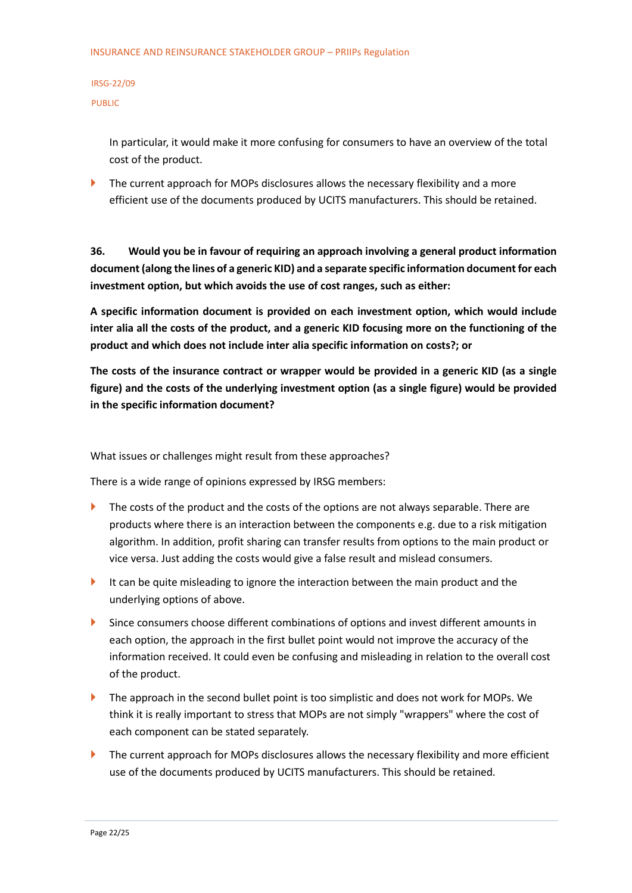In particular, it would make it more confusing for consumers to have an overview of the total cost of the product.

- The current approach for MOPs disclosures allows the necessary flexibility and a more efficient use of the documents produced by UCITS manufacturers. This should be retained.

**36. Would you be in favour of requiring an approach involving a general product information document (along the lines of a generic KID) and a separate specific information document for each investment option, but which avoids the use of cost ranges, such as either:**

**A specific information document is provided on each investment option, which would include inter alia all the costs of the product, and a generic KID focusing more on the functioning of the product and which does not include inter alia specific information on costs?; or**

**The costs of the insurance contract or wrapper would be provided in a generic KID (as a single figure) and the costs of the underlying investment option (as a single figure) would be provided in the specific information document?**

What issues or challenges might result from these approaches?

There is a wide range of opinions expressed by IRSG members:

- The costs of the product and the costs of the options are not always separable. There are products where there is an interaction between the components e.g. due to a risk mitigation algorithm. In addition, profit sharing can transfer results from options to the main product or vice versa. Just adding the costs would give a false result and mislead consumers.
- It can be quite misleading to ignore the interaction between the main product and the underlying options of above.
- Since consumers choose different combinations of options and invest different amounts in each option, the approach in the first bullet point would not improve the accuracy of the information received. It could even be confusing and misleading in relation to the overall cost of the product.
- The approach in the second bullet point is too simplistic and does not work for MOPs. We think it is really important to stress that MOPs are not simply "wrappers" where the cost of each component can be stated separately.
- The current approach for MOPs disclosures allows the necessary flexibility and more efficient use of the documents produced by UCITS manufacturers. This should be retained.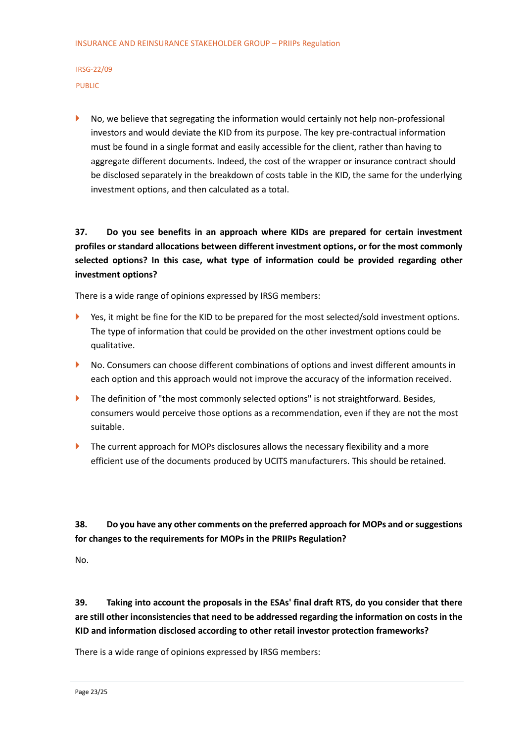- No, we believe that segregating the information would certainly not help non-professional investors and would deviate the KID from its purpose. The key pre-contractual information must be found in a single format and easily accessible for the client, rather than having to aggregate different documents. Indeed, the cost of the wrapper or insurance contract should be disclosed separately in the breakdown of costs table in the KID, the same for the underlying investment options, and then calculated as a total.

**37. Do you see benefits in an approach where KIDs are prepared for certain investment profiles or standard allocations between different investment options, or for the most commonly selected options? In this case, what type of information could be provided regarding other investment options?**

There is a wide range of opinions expressed by IRSG members:

- Yes, it might be fine for the KID to be prepared for the most selected/sold investment options. The type of information that could be provided on the other investment options could be qualitative.
- No. Consumers can choose different combinations of options and invest different amounts in each option and this approach would not improve the accuracy of the information received.
- The definition of "the most commonly selected options" is not straightforward. Besides, consumers would perceive those options as a recommendation, even if they are not the most suitable.
- The current approach for MOPs disclosures allows the necessary flexibility and a more efficient use of the documents produced by UCITS manufacturers. This should be retained.

**38. Do you have any other comments on the preferred approach for MOPs and or suggestions for changes to the requirements for MOPs in the PRIIPs Regulation?**

No.

**39. Taking into account the proposals in the ESAs' final draft RTS, do you consider that there are still other inconsistencies that need to be addressed regarding the information on costs in the KID and information disclosed according to other retail investor protection frameworks?**

There is a wide range of opinions expressed by IRSG members: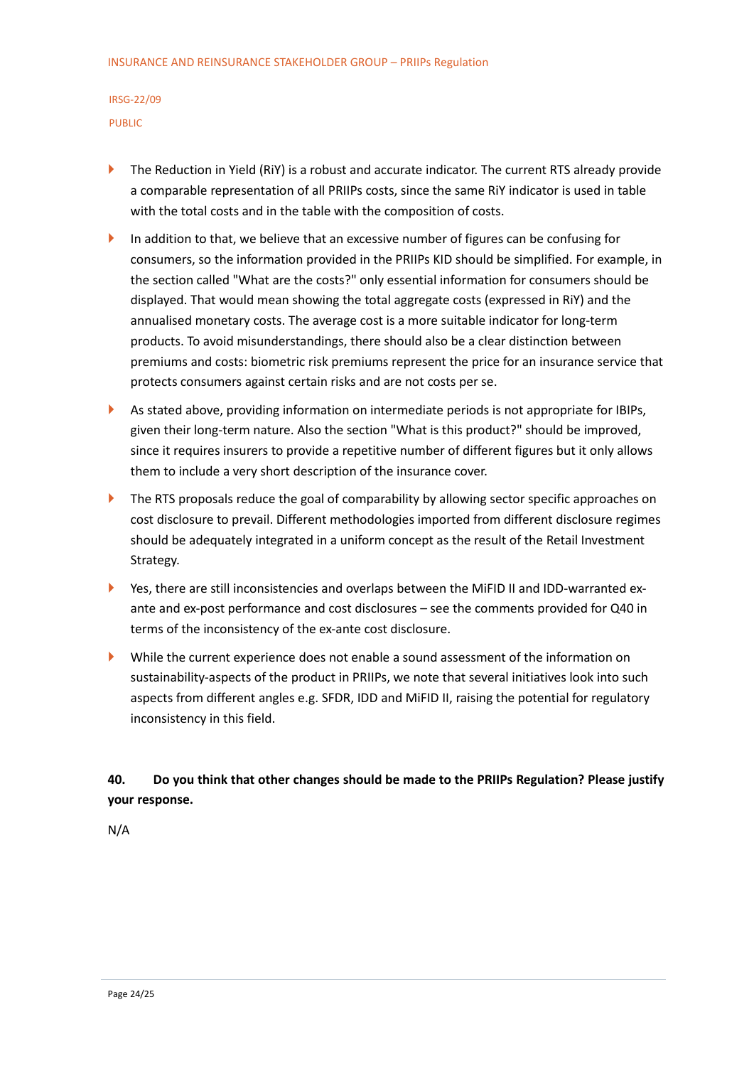- The Reduction in Yield (RiY) is a robust and accurate indicator. The current RTS already provide a comparable representation of all PRIIPs costs, since the same RiY indicator is used in table with the total costs and in the table with the composition of costs.
- In addition to that, we believe that an excessive number of figures can be confusing for consumers, so the information provided in the PRIIPs KID should be simplified. For example, in the section called "What are the costs?" only essential information for consumers should be displayed. That would mean showing the total aggregate costs (expressed in RiY) and the annualised monetary costs. The average cost is a more suitable indicator for long-term products. To avoid misunderstandings, there should also be a clear distinction between premiums and costs: biometric risk premiums represent the price for an insurance service that protects consumers against certain risks and are not costs per se.
- As stated above, providing information on intermediate periods is not appropriate for IBIPs, given their long-term nature. Also the section "What is this product?" should be improved, since it requires insurers to provide a repetitive number of different figures but it only allows them to include a very short description of the insurance cover.
- The RTS proposals reduce the goal of comparability by allowing sector specific approaches on cost disclosure to prevail. Different methodologies imported from different disclosure regimes should be adequately integrated in a uniform concept as the result of the Retail Investment Strategy.
- Yes, there are still inconsistencies and overlaps between the MiFID II and IDD-warranted ex-ante and ex-post performance and cost disclosures – see the comments provided for Q40 in terms of the inconsistency of the ex-ante cost disclosure.
- While the current experience does not enable a sound assessment of the information on sustainability-aspects of the product in PRIIPs, we note that several initiatives look into such aspects from different angles e.g. SFDR, IDD and MiFID II, raising the potential for regulatory inconsistency in this field.

**40. Do you think that other changes should be made to the PRIIPs Regulation? Please justify your response.**

N/A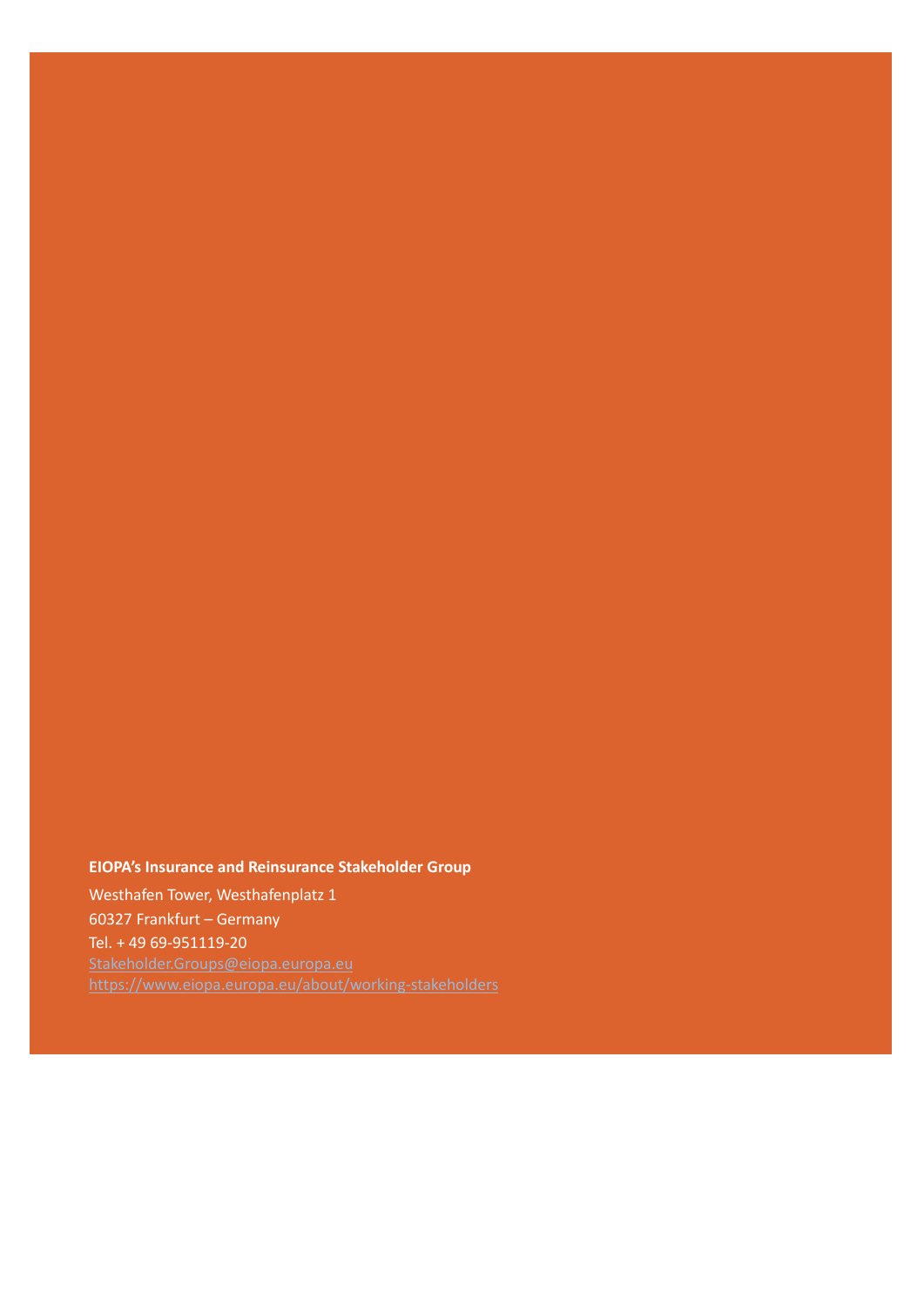**EIOPA's Insurance and Reinsurance Stakeholder Group**

Westhafen Tower, Westhafenplatz 1
60327 Frankfurt – Germany
Tel. + 49 69-951119-20
Stakeholder.Groups@eiopa.europa.eu
https://www.eiopa.europa.eu/about/working-stakeholders